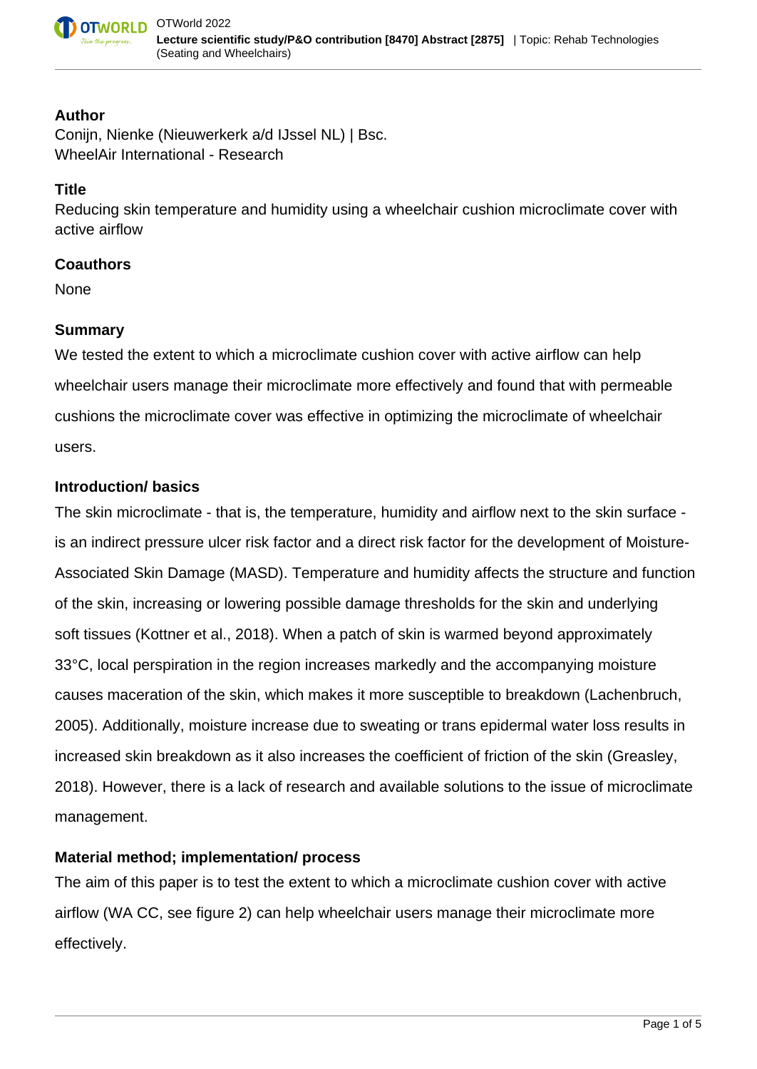## Author

Conijn, Nienke (Nieuwerkerk a/d IJssel NL) | Bsc.
WheelAir International - Research

## Title

Reducing skin temperature and humidity using a wheelchair cushion microclimate cover with active airflow

## Coauthors

None

## Summary

We tested the extent to which a microclimate cushion cover with active airflow can help wheelchair users manage their microclimate more effectively and found that with permeable cushions the microclimate cover was effective in optimizing the microclimate of wheelchair users.

## Introduction/ basics

The skin microclimate - that is, the temperature, humidity and airflow next to the skin surface - is an indirect pressure ulcer risk factor and a direct risk factor for the development of Moisture-Associated Skin Damage (MASD). Temperature and humidity affects the structure and function of the skin, increasing or lowering possible damage thresholds for the skin and underlying soft tissues (Kottner et al., 2018). When a patch of skin is warmed beyond approximately 33°C, local perspiration in the region increases markedly and the accompanying moisture causes maceration of the skin, which makes it more susceptible to breakdown (Lachenbruch, 2005). Additionally, moisture increase due to sweating or trans epidermal water loss results in increased skin breakdown as it also increases the coefficient of friction of the skin (Greasley, 2018). However, there is a lack of research and available solutions to the issue of microclimate management.

## Material method; implementation/ process

The aim of this paper is to test the extent to which a microclimate cushion cover with active airflow (WA CC, see figure 2) can help wheelchair users manage their microclimate more effectively.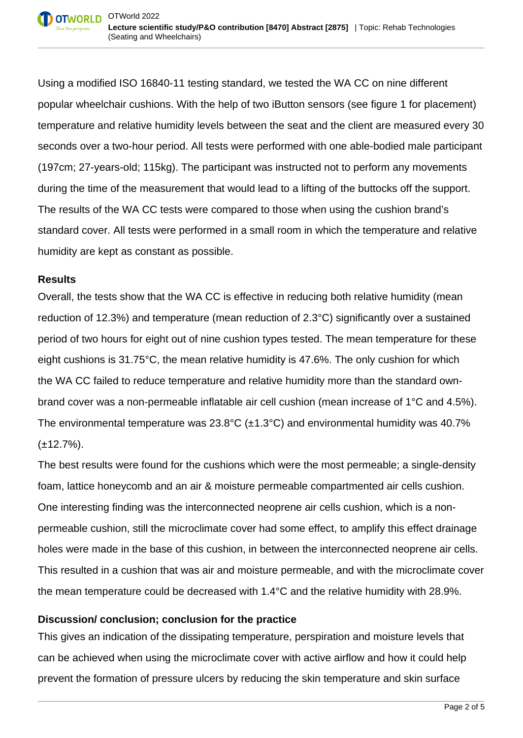Using a modified ISO 16840-11 testing standard, we tested the WA CC on nine different popular wheelchair cushions. With the help of two iButton sensors (see figure 1 for placement) temperature and relative humidity levels between the seat and the client are measured every 30 seconds over a two-hour period. All tests were performed with one able-bodied male participant (197cm; 27-years-old; 115kg). The participant was instructed not to perform any movements during the time of the measurement that would lead to a lifting of the buttocks off the support. The results of the WA CC tests were compared to those when using the cushion brand's standard cover. All tests were performed in a small room in which the temperature and relative humidity are kept as constant as possible.

**Results**

Overall, the tests show that the WA CC is effective in reducing both relative humidity (mean reduction of 12.3%) and temperature (mean reduction of 2.3°C) significantly over a sustained period of two hours for eight out of nine cushion types tested. The mean temperature for these eight cushions is 31.75°C, the mean relative humidity is 47.6%. The only cushion for which the WA CC failed to reduce temperature and relative humidity more than the standard own-brand cover was a non-permeable inflatable air cell cushion (mean increase of 1°C and 4.5%). The environmental temperature was 23.8°C (±1.3°C) and environmental humidity was 40.7% (±12.7%).

The best results were found for the cushions which were the most permeable; a single-density foam, lattice honeycomb and an air & moisture permeable compartmented air cells cushion. One interesting finding was the interconnected neoprene air cells cushion, which is a non-permeable cushion, still the microclimate cover had some effect, to amplify this effect drainage holes were made in the base of this cushion, in between the interconnected neoprene air cells. This resulted in a cushion that was air and moisture permeable, and with the microclimate cover the mean temperature could be decreased with 1.4°C and the relative humidity with 28.9%.

**Discussion/ conclusion; conclusion for the practice**

This gives an indication of the dissipating temperature, perspiration and moisture levels that can be achieved when using the microclimate cover with active airflow and how it could help prevent the formation of pressure ulcers by reducing the skin temperature and skin surface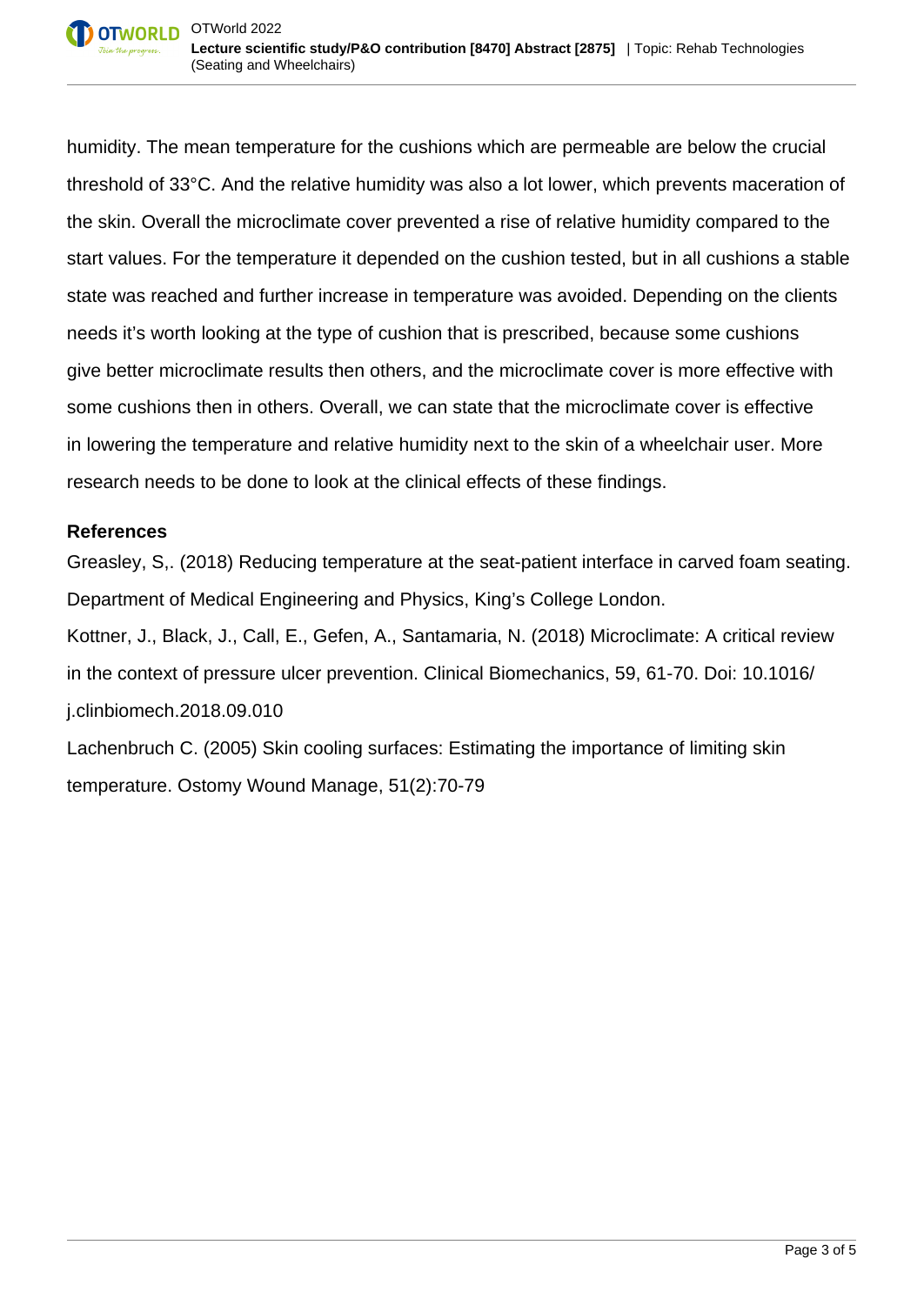humidity. The mean temperature for the cushions which are permeable are below the crucial threshold of 33°C. And the relative humidity was also a lot lower, which prevents maceration of the skin. Overall the microclimate cover prevented a rise of relative humidity compared to the start values. For the temperature it depended on the cushion tested, but in all cushions a stable state was reached and further increase in temperature was avoided. Depending on the clients needs it's worth looking at the type of cushion that is prescribed, because some cushions give better microclimate results then others, and the microclimate cover is more effective with some cushions then in others. Overall, we can state that the microclimate cover is effective in lowering the temperature and relative humidity next to the skin of a wheelchair user. More research needs to be done to look at the clinical effects of these findings.

**References**

Greasley, S,. (2018) Reducing temperature at the seat-patient interface in carved foam seating. Department of Medical Engineering and Physics, King's College London.

Kottner, J., Black, J., Call, E., Gefen, A., Santamaria, N. (2018) Microclimate: A critical review in the context of pressure ulcer prevention. Clinical Biomechanics, 59, 61-70. Doi: 10.1016/j.clinbiomech.2018.09.010

Lachenbruch C. (2005) Skin cooling surfaces: Estimating the importance of limiting skin temperature. Ostomy Wound Manage, 51(2):70-79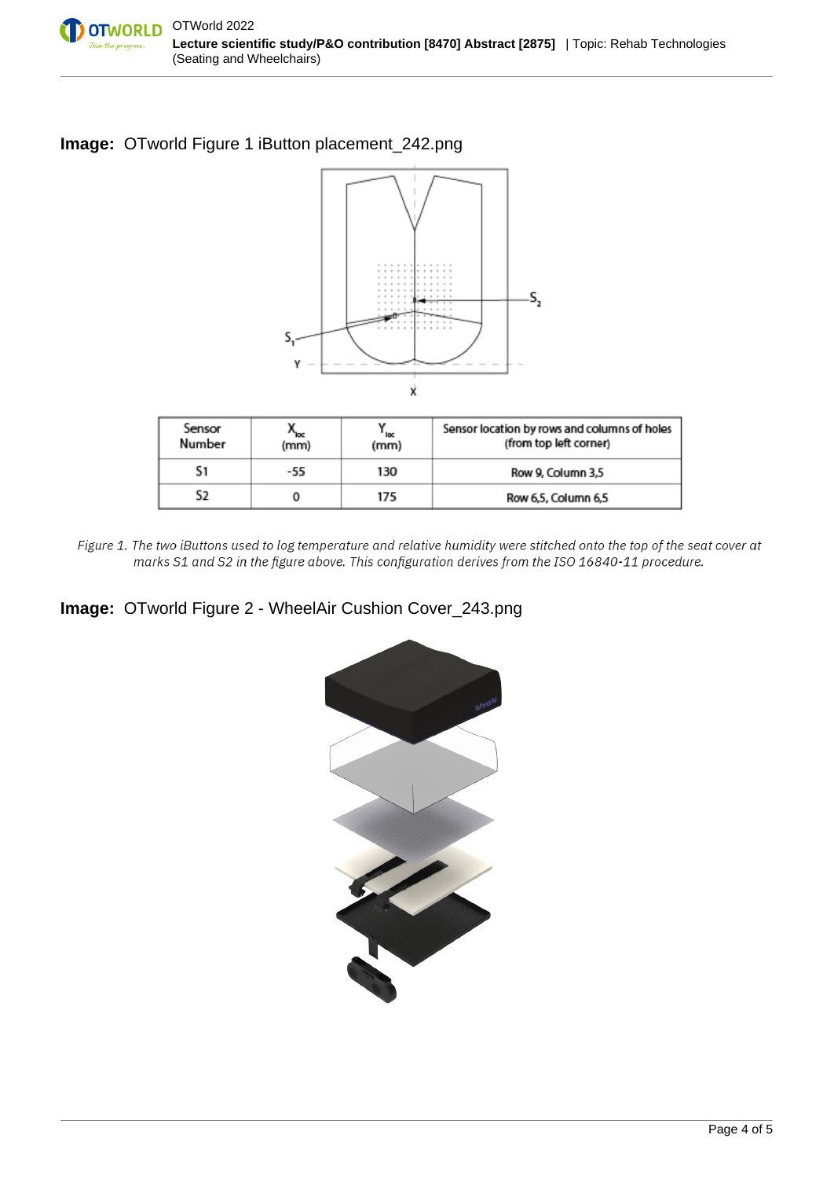**Image:** OTworld Figure 1 iButton placement_242.png

| Sensor Number | $X_{loc}$ (mm) | $Y_{loc}$ (mm) | Sensor location by rows and columns of holes (from top left corner) |
|---|---|---|---|
| S1 | -55 | 130 | Row 9, Column 3,5 |
| S2 | 0 | 175 | Row 6,5, Column 6,5 |

*Figure 1. The two iButtons used to log temperature and relative humidity were stitched onto the top of the seat cover at marks S1 and S2 in the figure above. This configuration derives from the ISO 16840-11 procedure.*

**Image:** OTworld Figure 2 - WheelAir Cushion Cover_243.png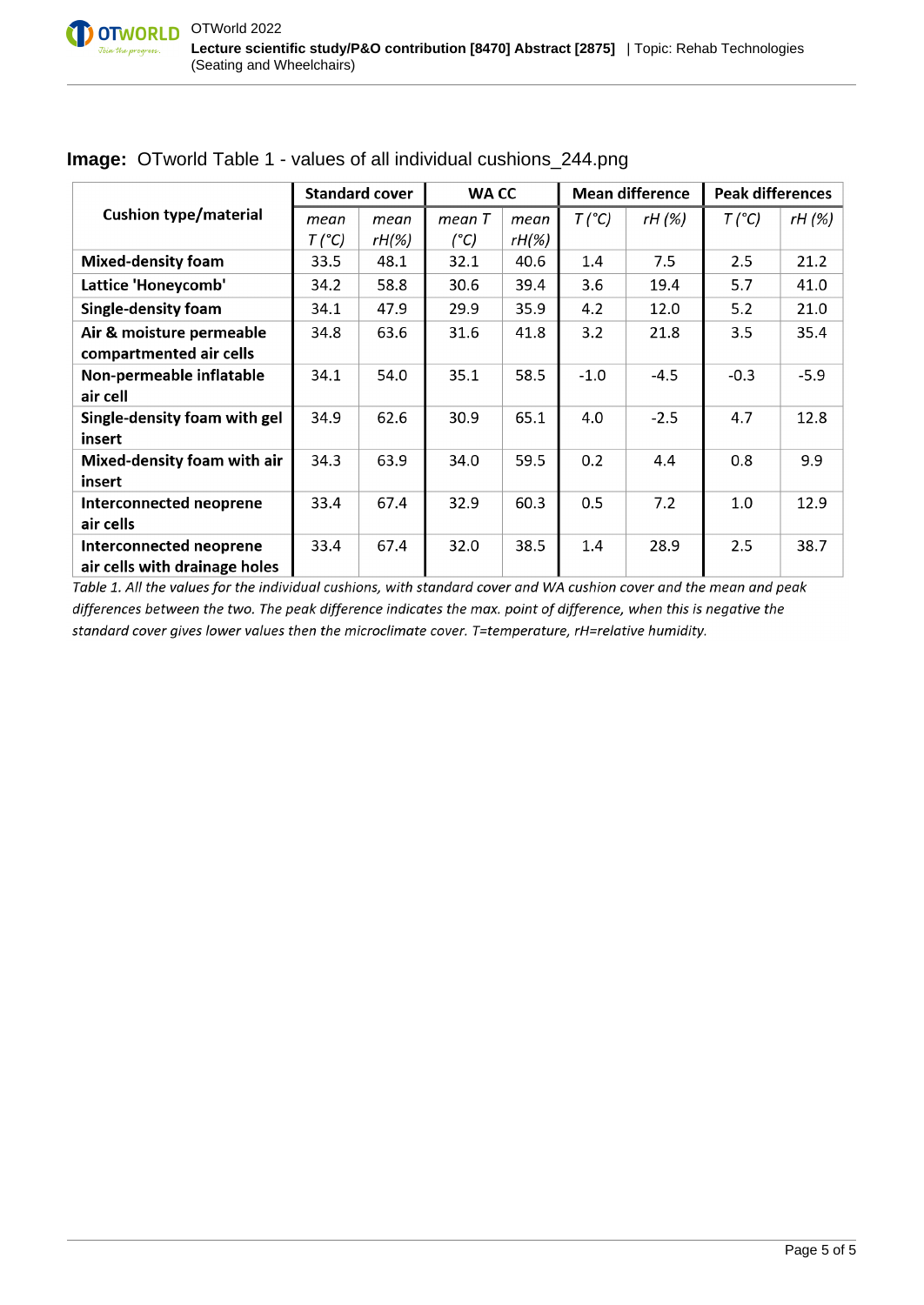**Image:** OTworld Table 1 - values of all individual cushions_244.png

| Cushion type/material | Standard cover | | WA CC | | Mean difference | | Peak differences | |
|---|---|---|---|---|---|---|---|---|
| | *mean T (°C)* | *mean rH(%)* | *mean T (°C)* | *mean rH(%)* | *T (°C)* | *rH (%)* | *T (°C)* | *rH (%)* |
| **Mixed-density foam** | 33.5 | 48.1 | 32.1 | 40.6 | 1.4 | 7.5 | 2.5 | 21.2 |
| **Lattice 'Honeycomb'** | 34.2 | 58.8 | 30.6 | 39.4 | 3.6 | 19.4 | 5.7 | 41.0 |
| **Single-density foam** | 34.1 | 47.9 | 29.9 | 35.9 | 4.2 | 12.0 | 5.2 | 21.0 |
| **Air & moisture permeable compartmented air cells** | 34.8 | 63.6 | 31.6 | 41.8 | 3.2 | 21.8 | 3.5 | 35.4 |
| **Non-permeable inflatable air cell** | 34.1 | 54.0 | 35.1 | 58.5 | -1.0 | -4.5 | -0.3 | -5.9 |
| **Single-density foam with gel insert** | 34.9 | 62.6 | 30.9 | 65.1 | 4.0 | -2.5 | 4.7 | 12.8 |
| **Mixed-density foam with air insert** | 34.3 | 63.9 | 34.0 | 59.5 | 0.2 | 4.4 | 0.8 | 9.9 |
| **Interconnected neoprene air cells** | 33.4 | 67.4 | 32.9 | 60.3 | 0.5 | 7.2 | 1.0 | 12.9 |
| **Interconnected neoprene air cells with drainage holes** | 33.4 | 67.4 | 32.0 | 38.5 | 1.4 | 28.9 | 2.5 | 38.7 |

*Table 1. All the values for the individual cushions, with standard cover and WA cushion cover and the mean and peak differences between the two. The peak difference indicates the max. point of difference, when this is negative the standard cover gives lower values then the microclimate cover. T=temperature, rH=relative humidity.*